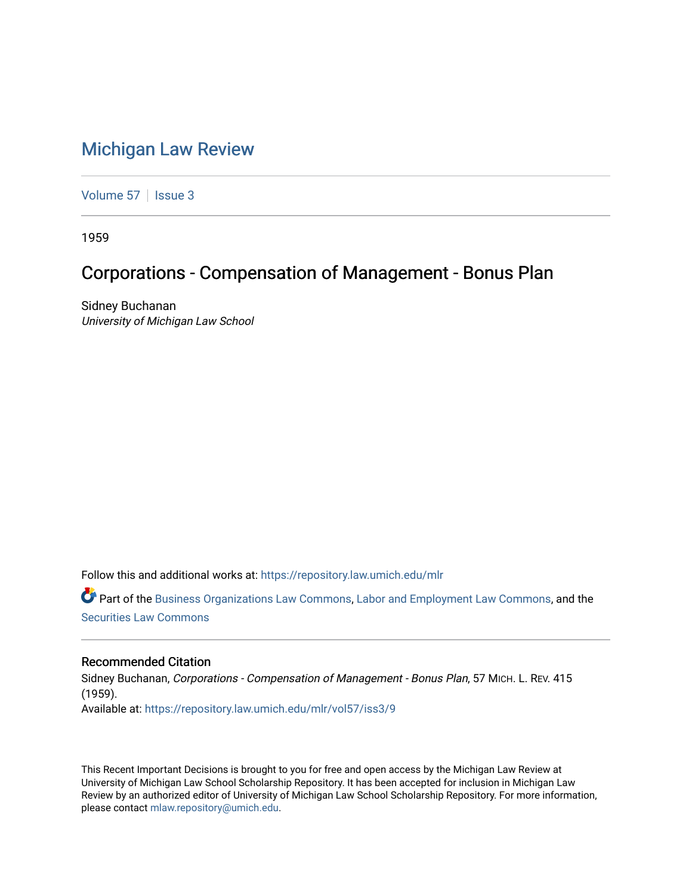# Michigan Law Review

Volume 57 | Issue 3

1959

## Corporations - Compensation of Management - Bonus Plan

Sidney Buchanan
*University of Michigan Law School*

Follow this and additional works at: https://repository.law.umich.edu/mlr

Part of the Business Organizations Law Commons, Labor and Employment Law Commons, and the Securities Law Commons

### Recommended Citation

Sidney Buchanan, *Corporations - Compensation of Management - Bonus Plan*, 57 MICH. L. REV. 415 (1959).
Available at: https://repository.law.umich.edu/mlr/vol57/iss3/9

This Recent Important Decisions is brought to you for free and open access by the Michigan Law Review at University of Michigan Law School Scholarship Repository. It has been accepted for inclusion in Michigan Law Review by an authorized editor of University of Michigan Law School Scholarship Repository. For more information, please contact mlaw.repository@umich.edu.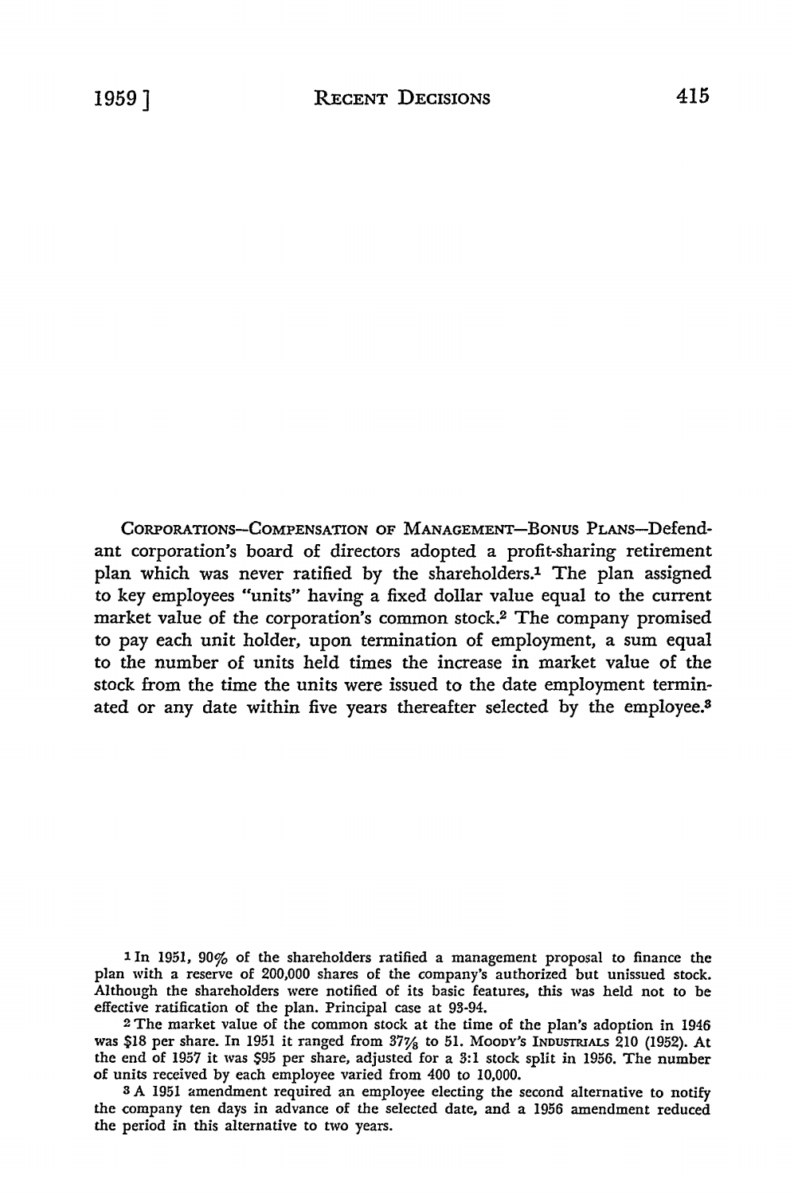CORPORATIONS—COMPENSATION OF MANAGEMENT—BONUS PLANS—Defendant corporation's board of directors adopted a profit-sharing retirement plan which was never ratified by the shareholders.[1] The plan assigned to key employees "units" having a fixed dollar value equal to the current market value of the corporation's common stock.[2] The company promised to pay each unit holder, upon termination of employment, a sum equal to the number of units held times the increase in market value of the stock from the time the units were issued to the date employment terminated or any date within five years thereafter selected by the employee.[3]

---

[1] In 1951, 90% of the shareholders ratified a management proposal to finance the plan with a reserve of 200,000 shares of the company's authorized but unissued stock. Although the shareholders were notified of its basic features, this was held not to be effective ratification of the plan. Principal case at 93-94.

[2] The market value of the common stock at the time of the plan's adoption in 1946 was $18 per share. In 1951 it ranged from 37⅞ to 51. MOODY'S INDUSTRIALS 210 (1952). At the end of 1957 it was $95 per share, adjusted for a 3:1 stock split in 1956. The number of units received by each employee varied from 400 to 10,000.

[3] A 1951 amendment required an employee electing the second alternative to notify the company ten days in advance of the selected date, and a 1956 amendment reduced the period in this alternative to two years.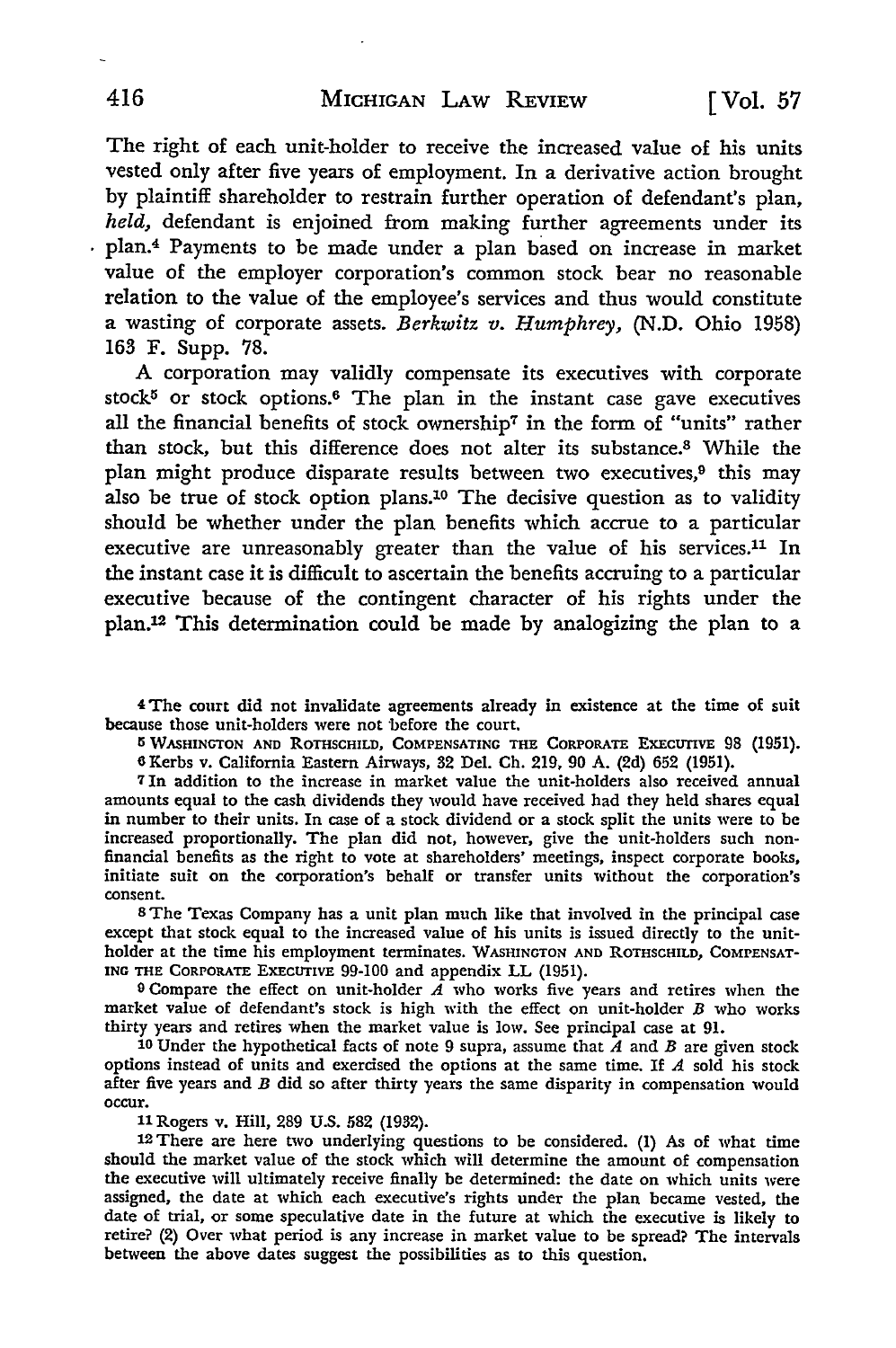The right of each unit-holder to receive the increased value of his units vested only after five years of employment. In a derivative action brought by plaintiff shareholder to restrain further operation of defendant's plan, *held,* defendant is enjoined from making further agreements under its plan.[4] Payments to be made under a plan based on increase in market value of the employer corporation's common stock bear no reasonable relation to the value of the employee's services and thus would constitute a wasting of corporate assets. *Berkwitz v. Humphrey,* (N.D. Ohio 1958) 163 F. Supp. 78.

A corporation may validly compensate its executives with corporate stock[5] or stock options.[6] The plan in the instant case gave executives all the financial benefits of stock ownership[7] in the form of "units" rather than stock, but this difference does not alter its substance.[8] While the plan might produce disparate results between two executives,[9] this may also be true of stock option plans.[10] The decisive question as to validity should be whether under the plan benefits which accrue to a particular executive are unreasonably greater than the value of his services.[11] In the instant case it is difficult to ascertain the benefits accruing to a particular executive because of the contingent character of his rights under the plan.[12] This determination could be made by analogizing the plan to a

---

[4] The court did not invalidate agreements already in existence at the time of suit because those unit-holders were not before the court.

[5] WASHINGTON AND ROTHSCHILD, COMPENSATING THE CORPORATE EXECUTIVE 98 (1951).

[6] Kerbs v. California Eastern Airways, 32 Del. Ch. 219, 90 A. (2d) 652 (1951).

[7] In addition to the increase in market value the unit-holders also received annual amounts equal to the cash dividends they would have received had they held shares equal in number to their units. In case of a stock dividend or a stock split the units were to be increased proportionally. The plan did not, however, give the unit-holders such non-financial benefits as the right to vote at shareholders' meetings, inspect corporate books, initiate suit on the corporation's behalf or transfer units without the corporation's consent.

[8] The Texas Company has a unit plan much like that involved in the principal case except that stock equal to the increased value of his units is issued directly to the unit-holder at the time his employment terminates. WASHINGTON AND ROTHSCHILD, COMPENSATING THE CORPORATE EXECUTIVE 99-100 and appendix LL (1951).

[9] Compare the effect on unit-holder *A* who works five years and retires when the market value of defendant's stock is high with the effect on unit-holder *B* who works thirty years and retires when the market value is low. See principal case at 91.

[10] Under the hypothetical facts of note 9 supra, assume that *A* and *B* are given stock options instead of units and exercised the options at the same time. If *A* sold his stock after five years and *B* did so after thirty years the same disparity in compensation would occur.

[11] Rogers v. Hill, 289 U.S. 582 (1932).

[12] There are here two underlying questions to be considered. (1) As of what time should the market value of the stock which will determine the amount of compensation the executive will ultimately receive finally be determined: the date on which units were assigned, the date at which each executive's rights under the plan became vested, the date of trial, or some speculative date in the future at which the executive is likely to retire? (2) Over what period is any increase in market value to be spread? The intervals between the above dates suggest the possibilities as to this question.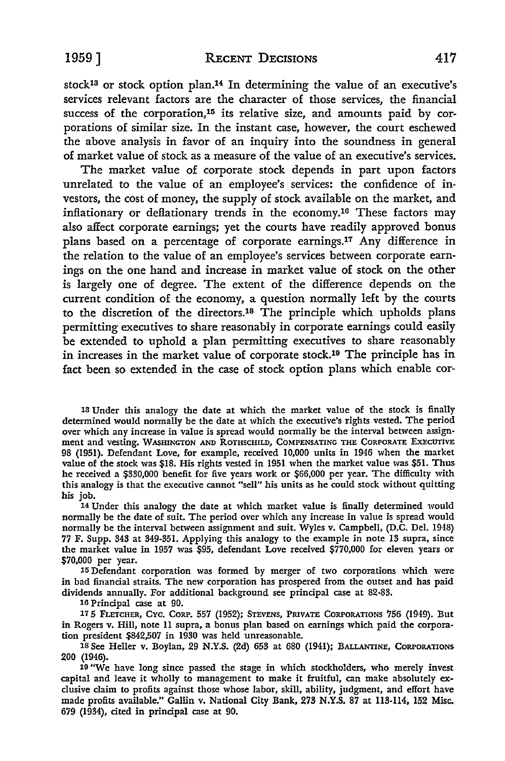stock[13] or stock option plan.[14] In determining the value of an executive's services relevant factors are the character of those services, the financial success of the corporation,[15] its relative size, and amounts paid by corporations of similar size. In the instant case, however, the court eschewed the above analysis in favor of an inquiry into the soundness in general of market value of stock as a measure of the value of an executive's services.

The market value of corporate stock depends in part upon factors unrelated to the value of an employee's services: the confidence of investors, the cost of money, the supply of stock available on the market, and inflationary or deflationary trends in the economy.[16] These factors may also affect corporate earnings; yet the courts have readily approved bonus plans based on a percentage of corporate earnings.[17] Any difference in the relation to the value of an employee's services between corporate earnings on the one hand and increase in market value of stock on the other is largely one of degree. The extent of the difference depends on the current condition of the economy, a question normally left by the courts to the discretion of the directors.[18] The principle which upholds plans permitting executives to share reasonably in corporate earnings could easily be extended to uphold a plan permitting executives to share reasonably in increases in the market value of corporate stock.[19] The principle has in fact been so extended in the case of stock option plans which enable cor-

---

[13] Under this analogy the date at which the market value of the stock is finally determined would normally be the date at which the executive's rights vested. The period over which any increase in value is spread would normally be the interval between assignment and vesting. WASHINGTON AND ROTHSCHILD, COMPENSATING THE CORPORATE EXECUTIVE 98 (1951). Defendant Love, for example, received 10,000 units in 1946 when the market value of the stock was $18. His rights vested in 1951 when the market value was $51. Thus he received a $330,000 benefit for five years work or $66,000 per year. The difficulty with this analogy is that the executive cannot "sell" his units as he could stock without quitting his job.

[14] Under this analogy the date at which market value is finally determined would normally be the date of suit. The period over which any increase in value is spread would normally be the interval between assignment and suit. Wyles v. Campbell, (D.C. Del. 1948) 77 F. Supp. 343 at 349-351. Applying this analogy to the example in note 13 supra, since the market value in 1957 was $95, defendant Love received $770,000 for eleven years or $70,000 per year.

[15] Defendant corporation was formed by merger of two corporations which were in bad financial straits. The new corporation has prospered from the outset and has paid dividends annually. For additional background see principal case at 82-83.

[16] Principal case at 90.

[17] 5 FLETCHER, CYC. CORP. 557 (1952); STEVENS, PRIVATE CORPORATIONS 756 (1949). But in Rogers v. Hill, note 11 supra, a bonus plan based on earnings which paid the corporation president $842,507 in 1930 was held unreasonable.

[18] See Heller v. Boylan, 29 N.Y.S. (2d) 653 at 680 (1941); BALLANTINE, CORPORATIONS 200 (1946).

[19] "We have long since passed the stage in which stockholders, who merely invest capital and leave it wholly to management to make it fruitful, can make absolutely exclusive claim to profits against those whose labor, skill, ability, judgment, and effort have made profits available." Gallin v. National City Bank, 273 N.Y.S. 87 at 113-114, 152 Misc. 679 (1934), cited in principal case at 90.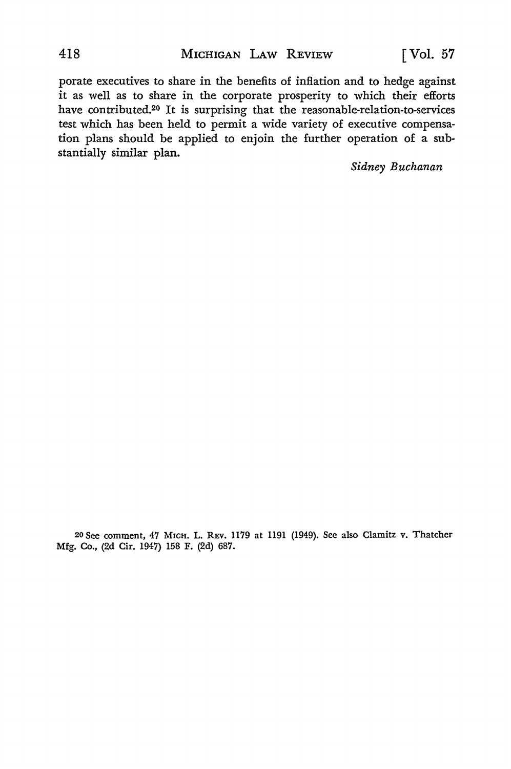porate executives to share in the benefits of inflation and to hedge against it as well as to share in the corporate prosperity to which their efforts have contributed.[20] It is surprising that the reasonable-relation-to-services test which has been held to permit a wide variety of executive compensation plans should be applied to enjoin the further operation of a substantially similar plan.

*Sidney Buchanan*

[20] See comment, 47 MICH. L. REV. 1179 at 1191 (1949). See also Clamitz v. Thatcher Mfg. Co., (2d Cir. 1947) 158 F. (2d) 687.